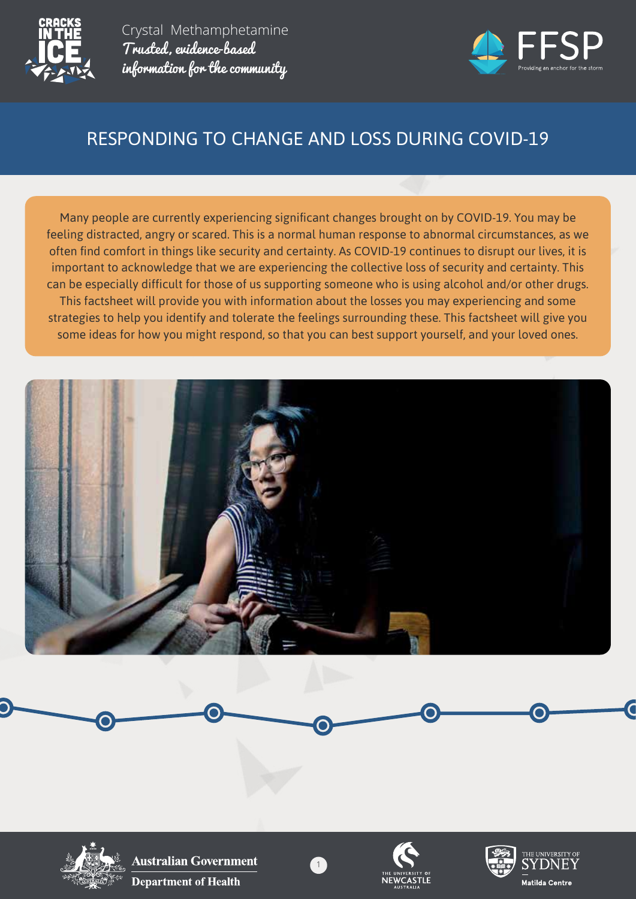Crystal Methamphetamine

*Trusted, evidence-based information for the community*

# RESPONDING TO CHANGE AND LOSS DURING COVID-19

Many people are currently experiencing significant changes brought on by COVID-19. You may be feeling distracted, angry or scared. This is a normal human response to abnormal circumstances, as we often find comfort in things like security and certainty. As COVID-19 continues to disrupt our lives, it is important to acknowledge that we are experiencing the collective loss of security and certainty. This can be especially difficult for those of us supporting someone who is using alcohol and/or other drugs. This factsheet will provide you with information about the losses you may experiencing and some strategies to help you identify and tolerate the feelings surrounding these. This factsheet will give you some ideas for how you might respond, so that you can best support yourself, and your loved ones.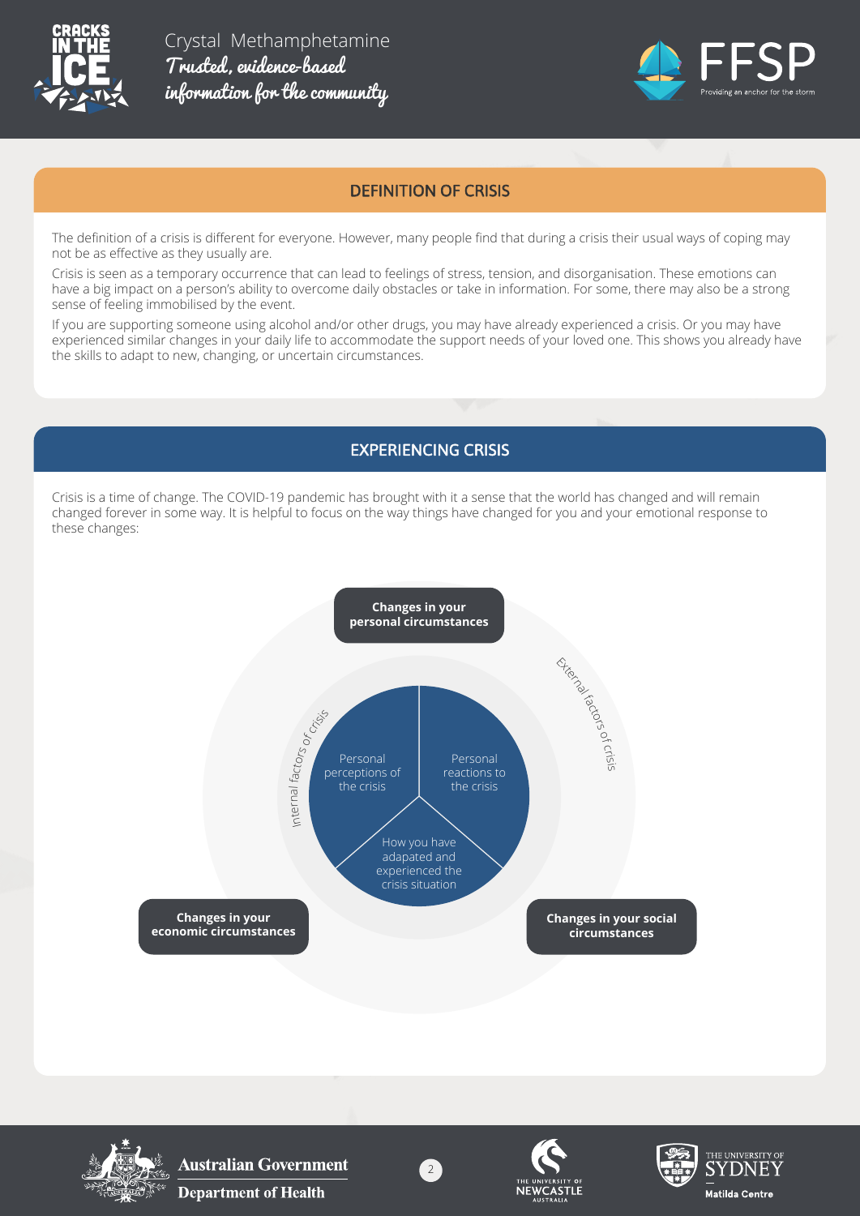## DEFINITION OF CRISIS

The definition of a crisis is different for everyone. However, many people find that during a crisis their usual ways of coping may not be as effective as they usually are.

Crisis is seen as a temporary occurrence that can lead to feelings of stress, tension, and disorganisation. These emotions can have a big impact on a person's ability to overcome daily obstacles or take in information. For some, there may also be a strong sense of feeling immobilised by the event.

If you are supporting someone using alcohol and/or other drugs, you may have already experienced a crisis. Or you may have experienced similar changes in your daily life to accommodate the support needs of your loved one. This shows you already have the skills to adapt to new, changing, or uncertain circumstances.

## EXPERIENCING CRISIS

Crisis is a time of change. The COVID-19 pandemic has brought with it a sense that the world has changed and will remain changed forever in some way. It is helpful to focus on the way things have changed for you and your emotional response to these changes:

**Changes in your personal circumstances**

External factors of crisis

Internal factors of crisis

Personal perceptions of the crisis

Personal reactions to the crisis

How you have adapated and experienced the crisis situation

**Changes in your economic circumstances**

**Changes in your social circumstances**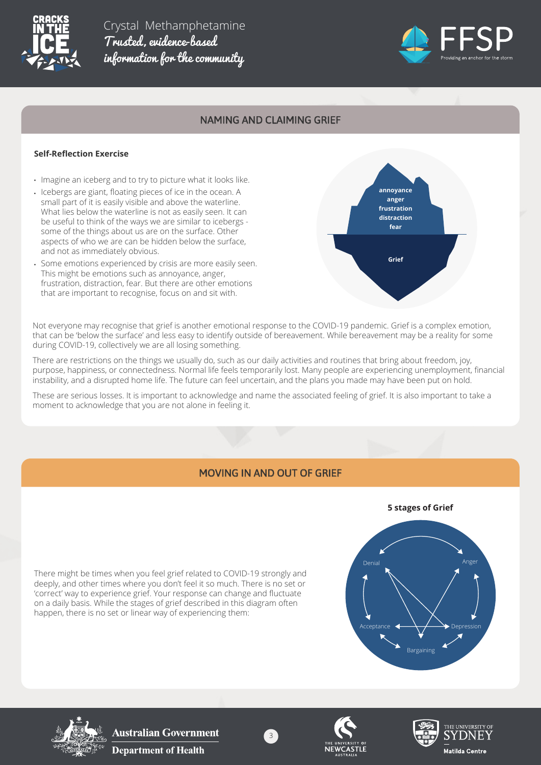## NAMING AND CLAIMING GRIEF

**Self-Reflection Exercise**

- Imagine an iceberg and to try to picture what it looks like.
- Icebergs are giant, floating pieces of ice in the ocean. A small part of it is easily visible and above the waterline. What lies below the waterline is not as easily seen. It can be useful to think of the ways we are similar to icebergs - some of the things about us are on the surface. Other aspects of who we are can be hidden below the surface, and not as immediately obvious.
- Some emotions experienced by crisis are more easily seen. This might be emotions such as annoyance, anger, frustration, distraction, fear. But there are other emotions that are important to recognise, focus on and sit with.

**annoyance**
**anger**
**frustration**
**distraction**
**fear**

**Grief**

Not everyone may recognise that grief is another emotional response to the COVID-19 pandemic. Grief is a complex emotion, that can be 'below the surface' and less easy to identify outside of bereavement. While bereavement may be a reality for some during COVID-19, collectively we are all losing something.

There are restrictions on the things we usually do, such as our daily activities and routines that bring about freedom, joy, purpose, happiness, or connectedness. Normal life feels temporarily lost. Many people are experiencing unemployment, financial instability, and a disrupted home life. The future can feel uncertain, and the plans you made may have been put on hold.

These are serious losses. It is important to acknowledge and name the associated feeling of grief. It is also important to take a moment to acknowledge that you are not alone in feeling it.

## MOVING IN AND OUT OF GRIEF

There might be times when you feel grief related to COVID-19 strongly and deeply, and other times where you don't feel it so much. There is no set or 'correct' way to experience grief. Your response can change and fluctuate on a daily basis. While the stages of grief described in this diagram often happen, there is no set or linear way of experiencing them:

**5 stages of Grief**

Denial
Anger
Acceptance
Depression
Bargaining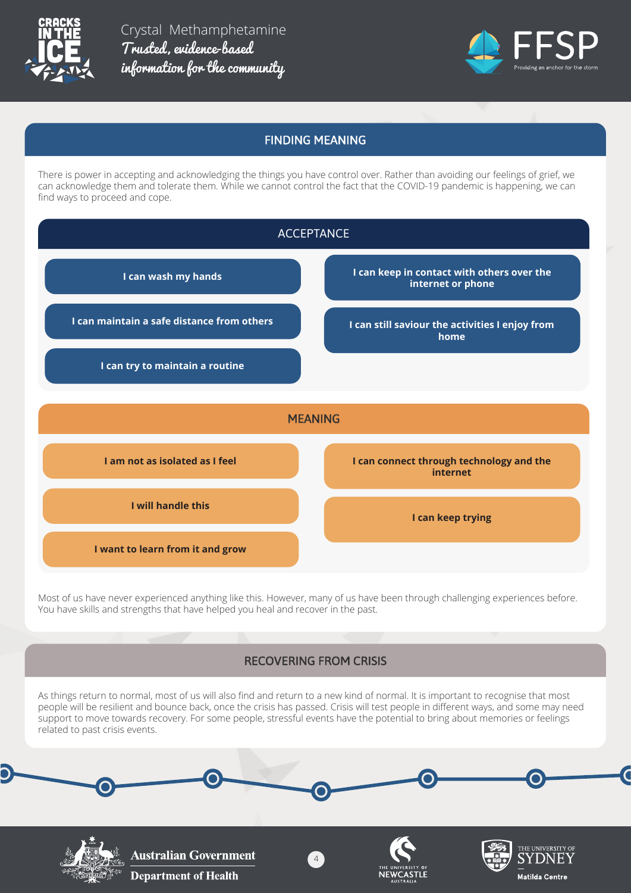## FINDING MEANING

There is power in accepting and acknowledging the things you have control over. Rather than avoiding our feelings of grief, we can acknowledge them and tolerate them. While we cannot control the fact that the COVID-19 pandemic is happening, we can find ways to proceed and cope.

### ACCEPTANCE

- **I can wash my hands**
- **I can maintain a safe distance from others**
- **I can try to maintain a routine**
- **I can keep in contact with others over the internet or phone**
- **I can still saviour the activities I enjoy from home**

### MEANING

- **I am not as isolated as I feel**
- **I will handle this**
- **I want to learn from it and grow**
- **I can connect through technology and the internet**
- **I can keep trying**

Most of us have never experienced anything like this. However, many of us have been through challenging experiences before. You have skills and strengths that have helped you heal and recover in the past.

## RECOVERING FROM CRISIS

As things return to normal, most of us will also find and return to a new kind of normal. It is important to recognise that most people will be resilient and bounce back, once the crisis has passed. Crisis will test people in different ways, and some may need support to move towards recovery. For some people, stressful events have the potential to bring about memories or feelings related to past crisis events.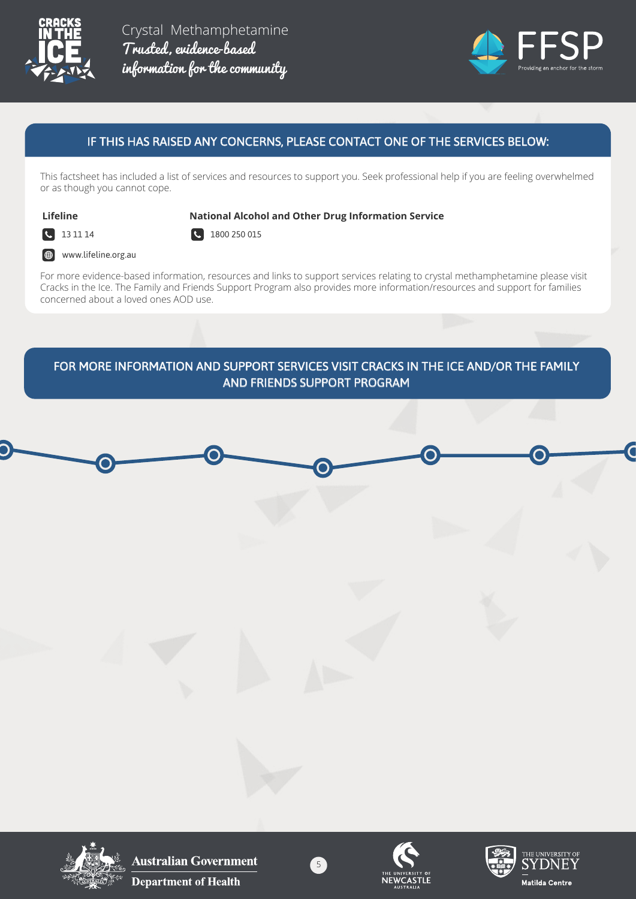## IF THIS HAS RAISED ANY CONCERNS, PLEASE CONTACT ONE OF THE SERVICES BELOW:

This factsheet has included a list of services and resources to support you. Seek professional help if you are feeling overwhelmed or as though you cannot cope.

**Lifeline**

13 11 14

www.lifeline.org.au

**National Alcohol and Other Drug Information Service**

1800 250 015

For more evidence-based information, resources and links to support services relating to crystal methamphetamine please visit Cracks in the Ice. The Family and Friends Support Program also provides more information/resources and support for families concerned about a loved ones AOD use.

## FOR MORE INFORMATION AND SUPPORT SERVICES VISIT CRACKS IN THE ICE AND/OR THE FAMILY AND FRIENDS SUPPORT PROGRAM